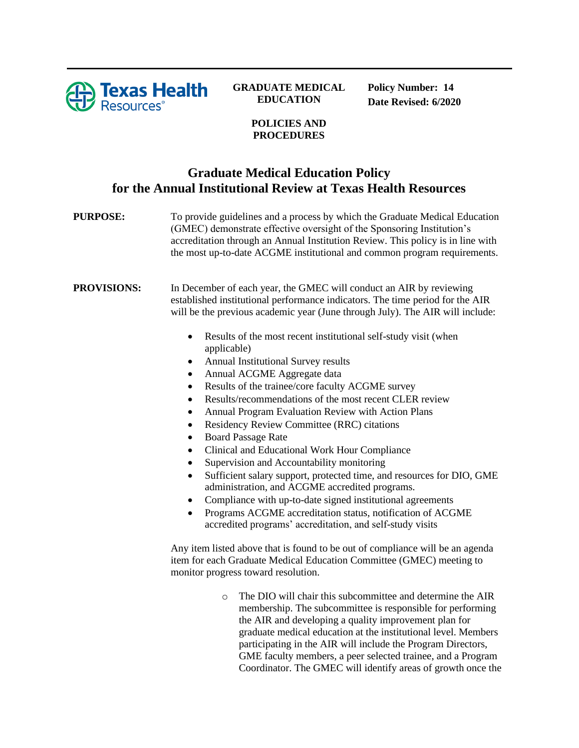**GRADUATE MEDICAL EDUCATION**

**POLICIES AND PROCEDURES**

**Policy Number: 14**
**Date Revised: 6/2020**

# Graduate Medical Education Policy for the Annual Institutional Review at Texas Health Resources

**PURPOSE:** To provide guidelines and a process by which the Graduate Medical Education (GMEC) demonstrate effective oversight of the Sponsoring Institution's accreditation through an Annual Institution Review. This policy is in line with the most up-to-date ACGME institutional and common program requirements.

**PROVISIONS:** In December of each year, the GMEC will conduct an AIR by reviewing established institutional performance indicators. The time period for the AIR will be the previous academic year (June through July). The AIR will include:

- Results of the most recent institutional self-study visit (when applicable)
- Annual Institutional Survey results
- Annual ACGME Aggregate data
- Results of the trainee/core faculty ACGME survey
- Results/recommendations of the most recent CLER review
- Annual Program Evaluation Review with Action Plans
- Residency Review Committee (RRC) citations
- Board Passage Rate
- Clinical and Educational Work Hour Compliance
- Supervision and Accountability monitoring
- Sufficient salary support, protected time, and resources for DIO, GME administration, and ACGME accredited programs.
- Compliance with up-to-date signed institutional agreements
- Programs ACGME accreditation status, notification of ACGME accredited programs' accreditation, and self-study visits

Any item listed above that is found to be out of compliance will be an agenda item for each Graduate Medical Education Committee (GMEC) meeting to monitor progress toward resolution.

- The DIO will chair this subcommittee and determine the AIR membership. The subcommittee is responsible for performing the AIR and developing a quality improvement plan for graduate medical education at the institutional level. Members participating in the AIR will include the Program Directors, GME faculty members, a peer selected trainee, and a Program Coordinator. The GMEC will identify areas of growth once the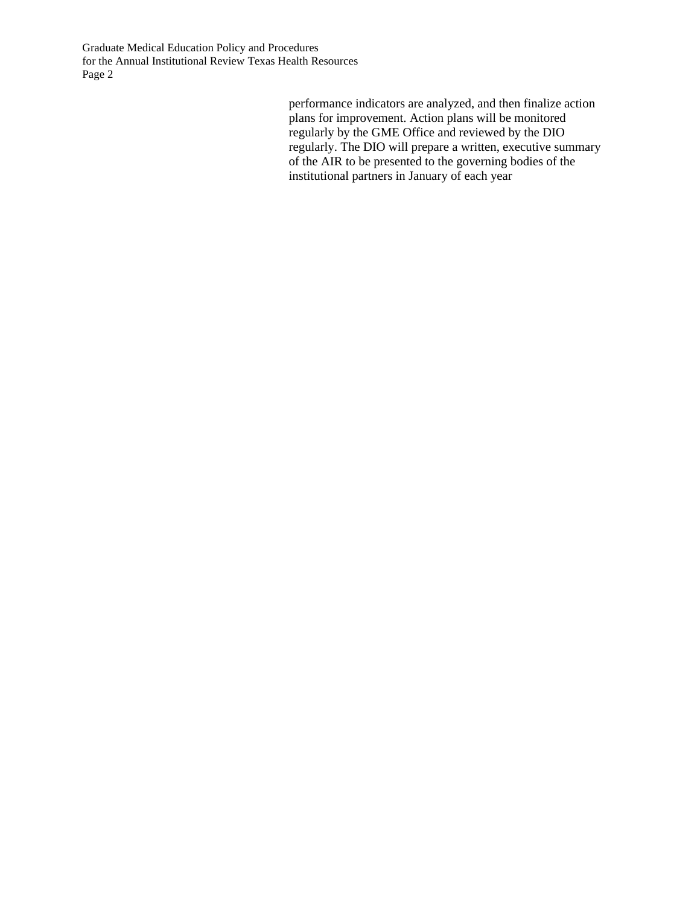performance indicators are analyzed, and then finalize action plans for improvement. Action plans will be monitored regularly by the GME Office and reviewed by the DIO regularly. The DIO will prepare a written, executive summary of the AIR to be presented to the governing bodies of the institutional partners in January of each year